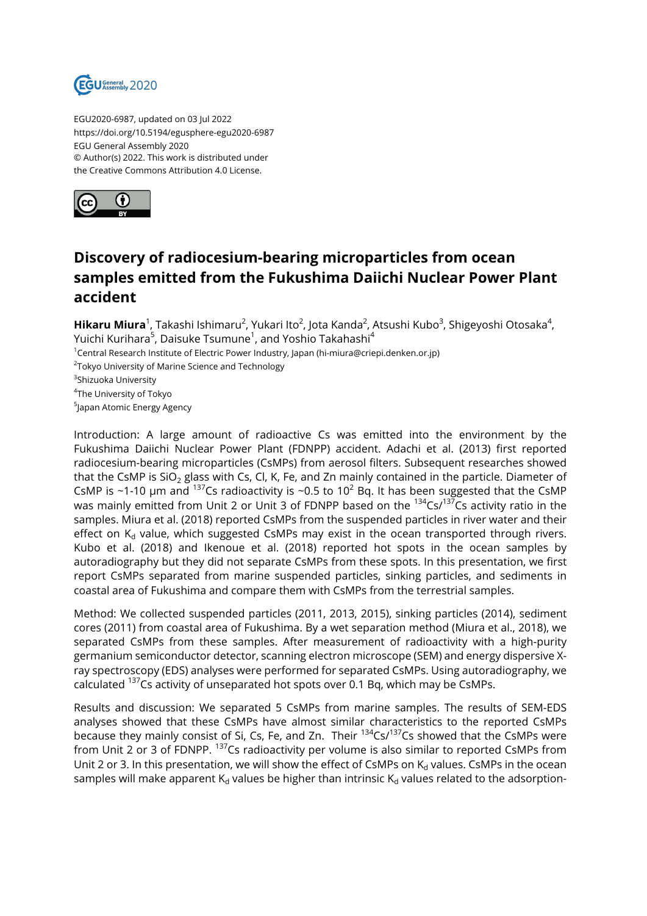EGU2020-6987, updated on 03 Jul 2022
https://doi.org/10.5194/egusphere-egu2020-6987
EGU General Assembly 2020
© Author(s) 2022. This work is distributed under
the Creative Commons Attribution 4.0 License.

# Discovery of radiocesium-bearing microparticles from ocean samples emitted from the Fukushima Daiichi Nuclear Power Plant accident

**Hikaru Miura**[1], Takashi Ishimaru[2], Yukari Ito[2], Jota Kanda[2], Atsushi Kubo[3], Shigeyoshi Otosaka[4], Yuichi Kurihara[5], Daisuke Tsumune[1], and Yoshio Takahashi[4]

[1]Central Research Institute of Electric Power Industry, Japan (hi-miura@criepi.denken.or.jp)
[2]Tokyo University of Marine Science and Technology
[3]Shizuoka University
[4]The University of Tokyo
[5]Japan Atomic Energy Agency

Introduction: A large amount of radioactive Cs was emitted into the environment by the Fukushima Daiichi Nuclear Power Plant (FDNPP) accident. Adachi et al. (2013) first reported radiocesium-bearing microparticles (CsMPs) from aerosol filters. Subsequent researches showed that the CsMP is $SiO_2$ glass with Cs, Cl, K, Fe, and Zn mainly contained in the particle. Diameter of CsMP is ~1-10 μm and $^{137}$Cs radioactivity is ~0.5 to $10^2$ Bq. It has been suggested that the CsMP was mainly emitted from Unit 2 or Unit 3 of FDNPP based on the $^{134}$Cs/$^{137}$Cs activity ratio in the samples. Miura et al. (2018) reported CsMPs from the suspended particles in river water and their effect on $K_d$ value, which suggested CsMPs may exist in the ocean transported through rivers. Kubo et al. (2018) and Ikenoue et al. (2018) reported hot spots in the ocean samples by autoradiography but they did not separate CsMPs from these spots. In this presentation, we first report CsMPs separated from marine suspended particles, sinking particles, and sediments in coastal area of Fukushima and compare them with CsMPs from the terrestrial samples.

Method: We collected suspended particles (2011, 2013, 2015), sinking particles (2014), sediment cores (2011) from coastal area of Fukushima. By a wet separation method (Miura et al., 2018), we separated CsMPs from these samples. After measurement of radioactivity with a high-purity germanium semiconductor detector, scanning electron microscope (SEM) and energy dispersive X-ray spectroscopy (EDS) analyses were performed for separated CsMPs. Using autoradiography, we calculated $^{137}$Cs activity of unseparated hot spots over 0.1 Bq, which may be CsMPs.

Results and discussion: We separated 5 CsMPs from marine samples. The results of SEM-EDS analyses showed that these CsMPs have almost similar characteristics to the reported CsMPs because they mainly consist of Si, Cs, Fe, and Zn. Their $^{134}$Cs/$^{137}$Cs showed that the CsMPs were from Unit 2 or 3 of FDNPP. $^{137}$Cs radioactivity per volume is also similar to reported CsMPs from Unit 2 or 3. In this presentation, we will show the effect of CsMPs on $K_d$ values. CsMPs in the ocean samples will make apparent $K_d$ values be higher than intrinsic $K_d$ values related to the adsorption-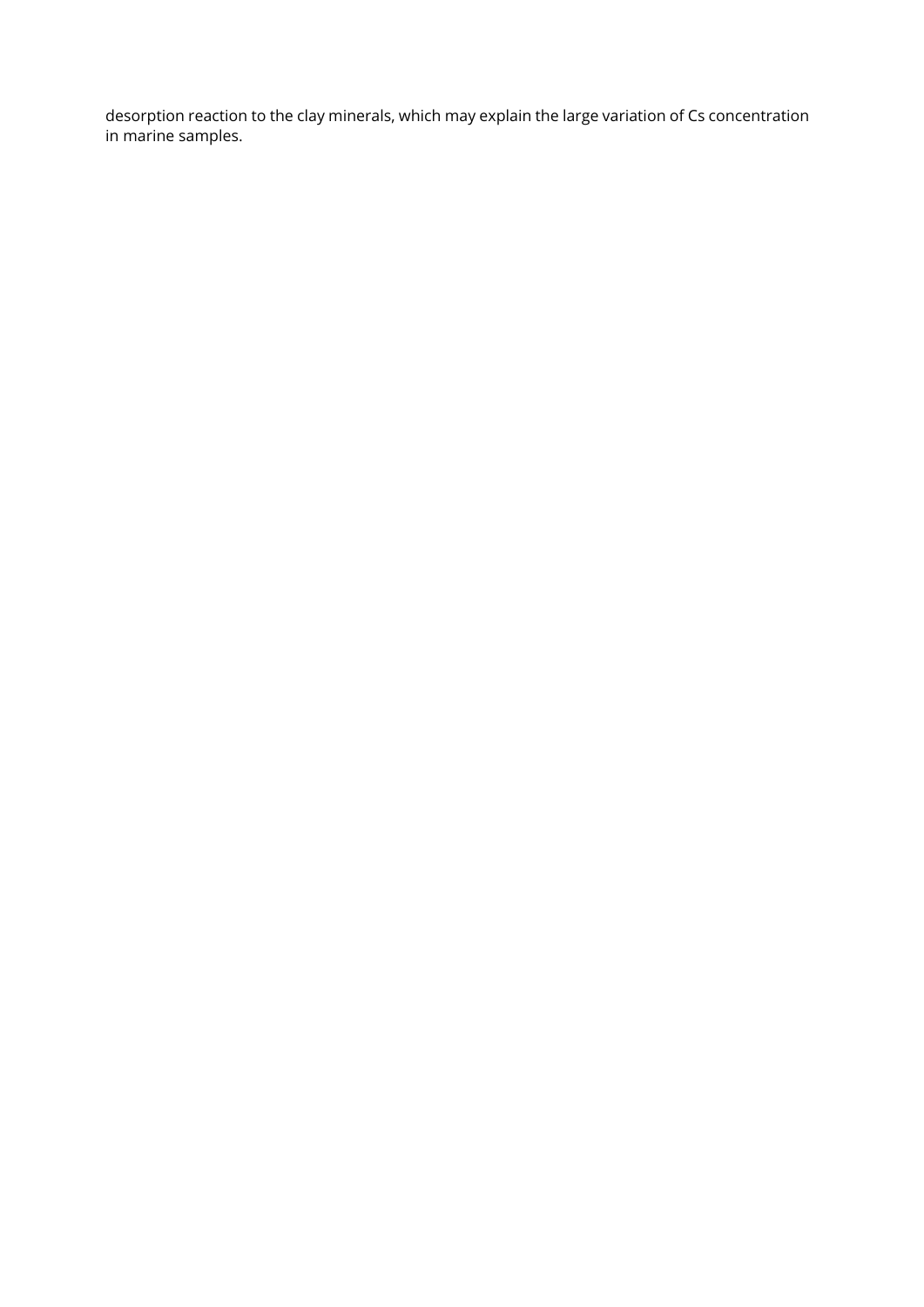desorption reaction to the clay minerals, which may explain the large variation of Cs concentration in marine samples.